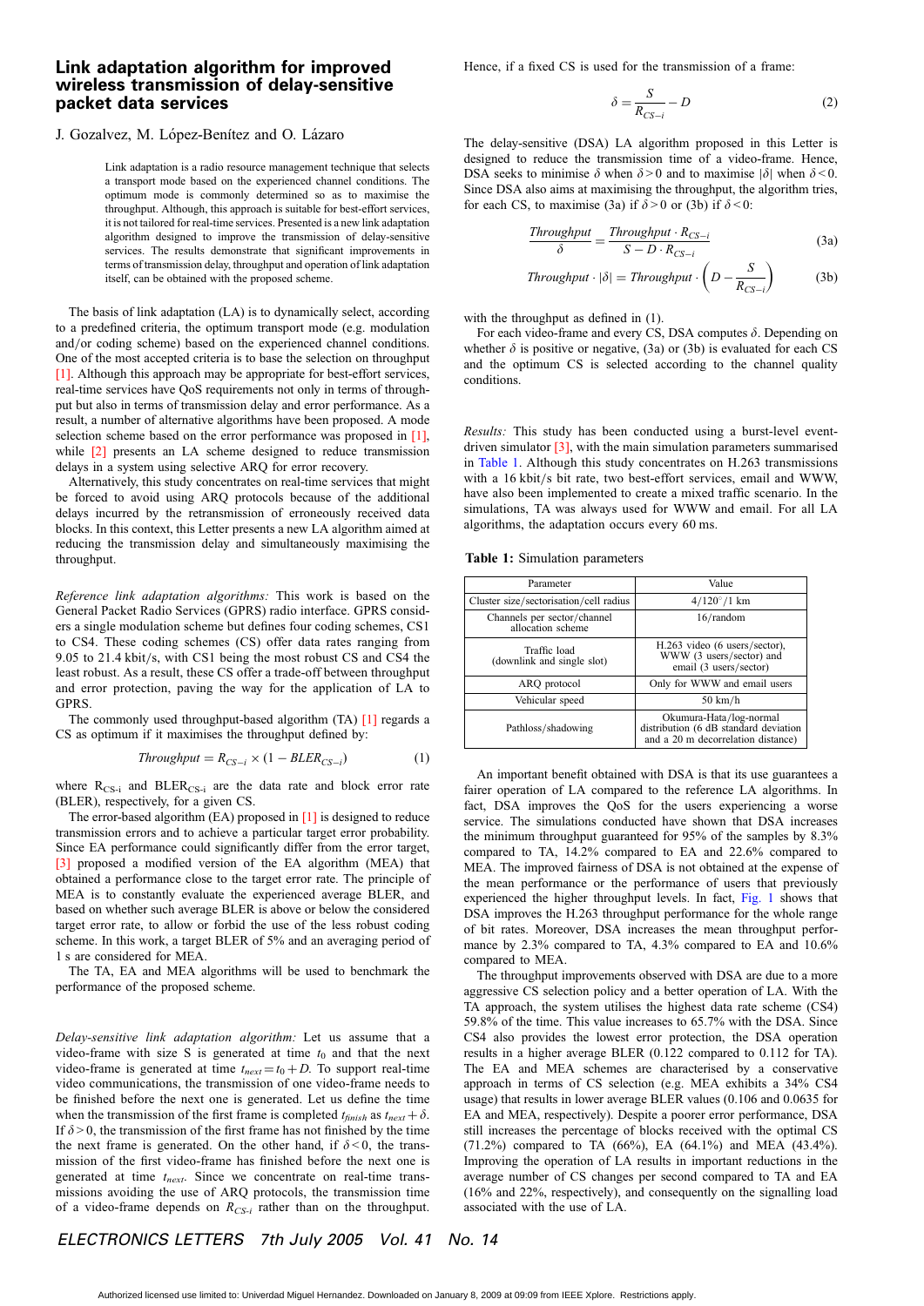# Link adaptation algorithm for improved wireless transmission of delay-sensitive packet data services

J. Gozalvez, M. López-Benítez and O. Lázaro

> Link adaptation is a radio resource management technique that selects a transport mode based on the experienced channel conditions. The optimum mode is commonly determined so as to maximise the throughput. Although, this approach is suitable for best-effort services, it is not tailored for real-time services. Presented is a new link adaptation algorithm designed to improve the transmission of delay-sensitive services. The results demonstrate that significant improvements in terms of transmission delay, throughput and operation of link adaptation itself, can be obtained with the proposed scheme.

The basis of link adaptation (LA) is to dynamically select, according to a predefined criteria, the optimum transport mode (e.g. modulation and/or coding scheme) based on the experienced channel conditions. One of the most accepted criteria is to base the selection on throughput [1]. Although this approach may be appropriate for best-effort services, real-time services have QoS requirements not only in terms of throughput but also in terms of transmission delay and error performance. As a result, a number of alternative algorithms have been proposed. A mode selection scheme based on the error performance was proposed in [1], while [2] presents an LA scheme designed to reduce transmission delays in a system using selective ARQ for error recovery.

Alternatively, this study concentrates on real-time services that might be forced to avoid using ARQ protocols because of the additional delays incurred by the retransmission of erroneously received data blocks. In this context, this Letter presents a new LA algorithm aimed at reducing the transmission delay and simultaneously maximising the throughput.

*Reference link adaptation algorithms:* This work is based on the General Packet Radio Services (GPRS) radio interface. GPRS considers a single modulation scheme but defines four coding schemes, CS1 to CS4. These coding schemes (CS) offer data rates ranging from 9.05 to 21.4 kbit/s, with CS1 being the most robust CS and CS4 the least robust. As a result, these CS offer a trade-off between throughput and error protection, paving the way for the application of LA to GPRS.

The commonly used throughput-based algorithm (TA) [1] regards a CS as optimum if it maximises the throughput defined by:

$$Throughput = R_{CS-i} \times (1 - BLER_{CS-i}) \tag{1}$$

where $R_{CS\text{-}i}$ and $BLER_{CS\text{-}i}$ are the data rate and block error rate (BLER), respectively, for a given CS.

The error-based algorithm (EA) proposed in [1] is designed to reduce transmission errors and to achieve a particular target error probability. Since EA performance could significantly differ from the error target, [3] proposed a modified version of the EA algorithm (MEA) that obtained a performance close to the target error rate. The principle of MEA is to constantly evaluate the experienced average BLER, and based on whether such average BLER is above or below the considered target error rate, to allow or forbid the use of the less robust coding scheme. In this work, a target BLER of 5% and an averaging period of 1 s are considered for MEA.

The TA, EA and MEA algorithms will be used to benchmark the performance of the proposed scheme.

*Delay-sensitive link adaptation algorithm:* Let us assume that a video-frame with size S is generated at time $t_0$ and that the next video-frame is generated at time $t_{next} = t_0 + D$. To support real-time video communications, the transmission of one video-frame needs to be finished before the next one is generated. Let us define the time when the transmission of the first frame is completed $t_{finish}$ as $t_{next} + \delta$. If $\delta > 0$, the transmission of the first frame has not finished by the time the next frame is generated. On the other hand, if $\delta < 0$, the transmission of the first video-frame has finished before the next one is generated at time $t_{next}$. Since we concentrate on real-time transmissions avoiding the use of ARQ protocols, the transmission time of a video-frame depends on $R_{CS\text{-}i}$ rather than on the throughput. Hence, if a fixed CS is used for the transmission of a frame:

$$\delta = \frac{S}{R_{CS-i}} - D \tag{2}$$

The delay-sensitive (DSA) LA algorithm proposed in this Letter is designed to reduce the transmission time of a video-frame. Hence, DSA seeks to minimise $\delta$ when $\delta > 0$ and to maximise $|\delta|$ when $\delta < 0$. Since DSA also aims at maximising the throughput, the algorithm tries, for each CS, to maximise (3a) if $\delta > 0$ or (3b) if $\delta < 0$:

$$\frac{Throughput}{\delta} = \frac{Throughput \cdot R_{CS-i}}{S - D \cdot R_{CS-i}} \tag{3a}$$

$$Throughput \cdot |\delta| = Throughput \cdot \left(D - \frac{S}{R_{CS-i}}\right) \tag{3b}$$

with the throughput as defined in (1).

For each video-frame and every CS, DSA computes $\delta$. Depending on whether $\delta$ is positive or negative, (3a) or (3b) is evaluated for each CS and the optimum CS is selected according to the channel quality conditions.

*Results:* This study has been conducted using a burst-level event-driven simulator [3], with the main simulation parameters summarised in Table 1. Although this study concentrates on H.263 transmissions with a 16 kbit/s bit rate, two best-effort services, email and WWW, have also been implemented to create a mixed traffic scenario. In the simulations, TA was always used for WWW and email. For all LA algorithms, the adaptation occurs every 60 ms.

**Table 1:** Simulation parameters

| Parameter | Value |
|---|---|
| Cluster size/sectorisation/cell radius | 4/120°/1 km |
| Channels per sector/channel allocation scheme | 16/random |
| Traffic load (downlink and single slot) | H.263 video (6 users/sector), WWW (3 users/sector) and email (3 users/sector) |
| ARQ protocol | Only for WWW and email users |
| Vehicular speed | 50 km/h |
| Pathloss/shadowing | Okumura-Hata/log-normal distribution (6 dB standard deviation and a 20 m decorrelation distance) |

An important benefit obtained with DSA is that its use guarantees a fairer operation of LA compared to the reference LA algorithms. In fact, DSA improves the QoS for the users experiencing a worse service. The simulations conducted have shown that DSA increases the minimum throughput guaranteed for 95% of the samples by 8.3% compared to TA, 14.2% compared to EA and 22.6% compared to MEA. The improved fairness of DSA is not obtained at the expense of the mean performance or the performance of users that previously experienced the higher throughput levels. In fact, Fig. 1 shows that DSA improves the H.263 throughput performance for the whole range of bit rates. Moreover, DSA increases the mean throughput performance by 2.3% compared to TA, 4.3% compared to EA and 10.6% compared to MEA.

The throughput improvements observed with DSA are due to a more aggressive CS selection policy and a better operation of LA. With the TA approach, the system utilises the highest data rate scheme (CS4) 59.8% of the time. This value increases to 65.7% with the DSA. Since CS4 also provides the lowest error protection, the DSA operation results in a higher average BLER (0.122 compared to 0.112 for TA). The EA and MEA schemes are characterised by a conservative approach in terms of CS selection (e.g. MEA exhibits a 34% CS4 usage) that results in lower average BLER values (0.106 and 0.0635 for EA and MEA, respectively). Despite a poorer error performance, DSA still increases the percentage of blocks received with the optimal CS (71.2%) compared to TA (66%), EA (64.1%) and MEA (43.4%). Improving the operation of LA results in important reductions in the average number of CS changes per second compared to TA and EA (16% and 22%, respectively), and consequently on the signalling load associated with the use of LA.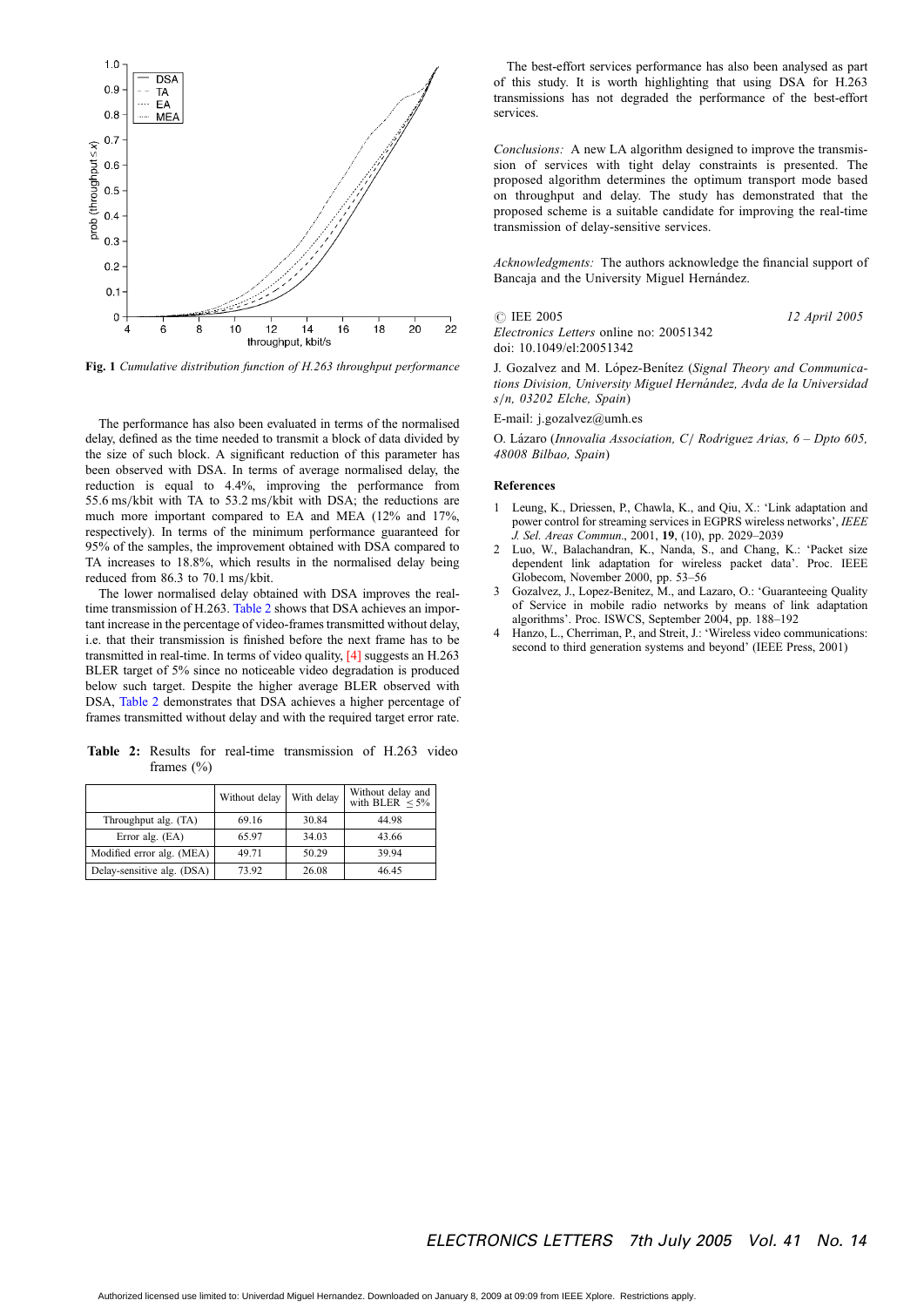1.0
0.9
0.8
0.7
0.6
0.5
0.4
0.3
0.2
0.1
0

prob (throughput ≤ x)

DSA
TA
EA
MEA

4 6 8 10 12 14 16 18 20 22

throughput, kbit/s

**Fig. 1** *Cumulative distribution function of H.263 throughput performance*

The performance has also been evaluated in terms of the normalised delay, defined as the time needed to transmit a block of data divided by the size of such block. A significant reduction of this parameter has been observed with DSA. In terms of average normalised delay, the reduction is equal to 4.4%, improving the performance from 55.6 ms/kbit with TA to 53.2 ms/kbit with DSA; the reductions are much more important compared to EA and MEA (12% and 17%, respectively). In terms of the minimum performance guaranteed for 95% of the samples, the improvement obtained with DSA compared to TA increases to 18.8%, which results in the normalised delay being reduced from 86.3 to 70.1 ms/kbit.

The lower normalised delay obtained with DSA improves the real-time transmission of H.263. Table 2 shows that DSA achieves an important increase in the percentage of video-frames transmitted without delay, i.e. that their transmission is finished before the next frame has to be transmitted in real-time. In terms of video quality, [4] suggests an H.263 BLER target of 5% since no noticeable video degradation is produced below such target. Despite the higher average BLER observed with DSA, Table 2 demonstrates that DSA achieves a higher percentage of frames transmitted without delay and with the required target error rate.

**Table 2:** Results for real-time transmission of H.263 video frames (%)

| | Without delay | With delay | Without delay and with BLER $\leq 5\%$ |
|---|---|---|---|
| Throughput alg. (TA) | 69.16 | 30.84 | 44.98 |
| Error alg. (EA) | 65.97 | 34.03 | 43.66 |
| Modified error alg. (MEA) | 49.71 | 50.29 | 39.94 |
| Delay-sensitive alg. (DSA) | 73.92 | 26.08 | 46.45 |

The best-effort services performance has also been analysed as part of this study. It is worth highlighting that using DSA for H.263 transmissions has not degraded the performance of the best-effort services.

*Conclusions:* A new LA algorithm designed to improve the transmission of services with tight delay constraints is presented. The proposed algorithm determines the optimum transport mode based on throughput and delay. The study has demonstrated that the proposed scheme is a suitable candidate for improving the real-time transmission of delay-sensitive services.

*Acknowledgments:* The authors acknowledge the financial support of Bancaja and the University Miguel Hernández.

© IEE 2005 *12 April 2005*

*Electronics Letters* online no: 20051342

doi: 10.1049/el:20051342

J. Gozalvez and M. López-Benítez (*Signal Theory and Communications Division, University Miguel Hernández, Avda de la Universidad s/n, 03202 Elche, Spain*)

E-mail: j.gozalvez@umh.es

O. Lázaro (*Innovalia Association, C/ Rodriguez Arias, 6 – Dpto 605, 48008 Bilbao, Spain*)

## References

1. Leung, K., Driessen, P., Chawla, K., and Qiu, X.: 'Link adaptation and power control for streaming services in EGPRS wireless networks', *IEEE J. Sel. Areas Commun.*, 2001, **19**, (10), pp. 2029–2039
2. Luo, W., Balachandran, K., Nanda, S., and Chang, K.: 'Packet size dependent link adaptation for wireless packet data'. Proc. IEEE Globecom, November 2000, pp. 53–56
3. Gozalvez, J., Lopez-Benitez, M., and Lazaro, O.: 'Guaranteeing Quality of Service in mobile radio networks by means of link adaptation algorithms'. Proc. ISWCS, September 2004, pp. 188–192
4. Hanzo, L., Cherriman, P., and Streit, J.: 'Wireless video communications: second to third generation systems and beyond' (IEEE Press, 2001)